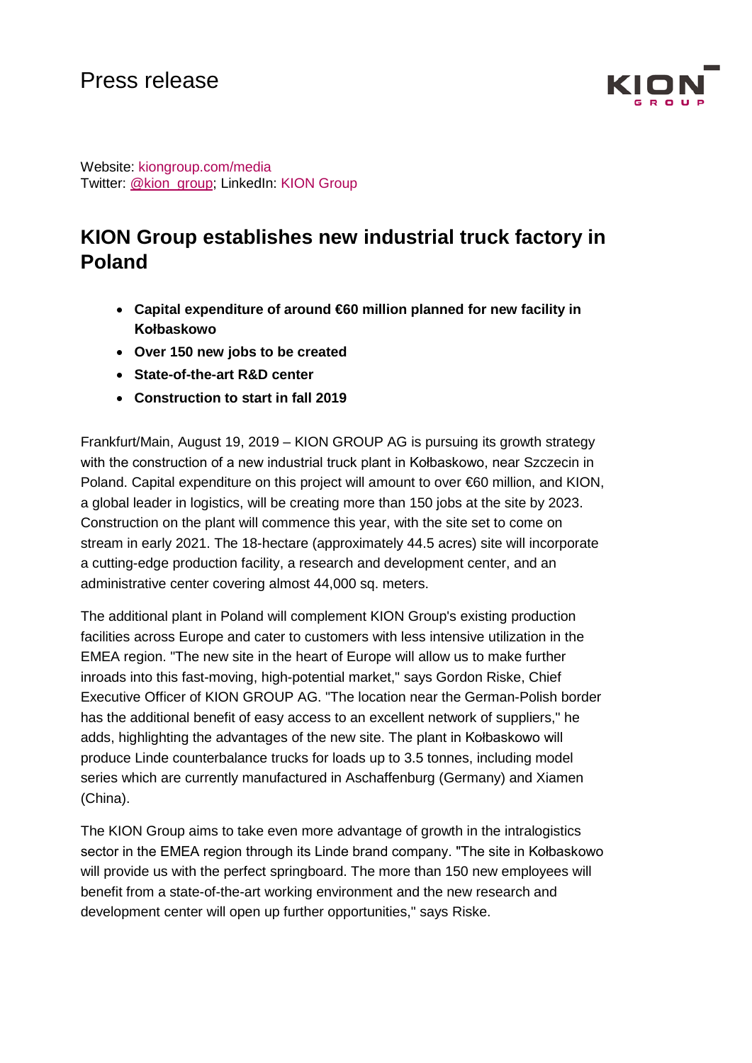Press release

Website: kiongroup.com/media
Twitter: @kion_group; LinkedIn: KION Group

# KION Group establishes new industrial truck factory in Poland

- **Capital expenditure of around €60 million planned for new facility in Kołbaskowo**
- **Over 150 new jobs to be created**
- **State-of-the-art R&D center**
- **Construction to start in fall 2019**

Frankfurt/Main, August 19, 2019 – KION GROUP AG is pursuing its growth strategy with the construction of a new industrial truck plant in Kołbaskowo, near Szczecin in Poland. Capital expenditure on this project will amount to over €60 million, and KION, a global leader in logistics, will be creating more than 150 jobs at the site by 2023. Construction on the plant will commence this year, with the site set to come on stream in early 2021. The 18-hectare (approximately 44.5 acres) site will incorporate a cutting-edge production facility, a research and development center, and an administrative center covering almost 44,000 sq. meters.

The additional plant in Poland will complement KION Group's existing production facilities across Europe and cater to customers with less intensive utilization in the EMEA region. "The new site in the heart of Europe will allow us to make further inroads into this fast-moving, high-potential market," says Gordon Riske, Chief Executive Officer of KION GROUP AG. "The location near the German-Polish border has the additional benefit of easy access to an excellent network of suppliers," he adds, highlighting the advantages of the new site. The plant in Kołbaskowo will produce Linde counterbalance trucks for loads up to 3.5 tonnes, including model series which are currently manufactured in Aschaffenburg (Germany) and Xiamen (China).

The KION Group aims to take even more advantage of growth in the intralogistics sector in the EMEA region through its Linde brand company. "The site in Kołbaskowo will provide us with the perfect springboard. The more than 150 new employees will benefit from a state-of-the-art working environment and the new research and development center will open up further opportunities," says Riske.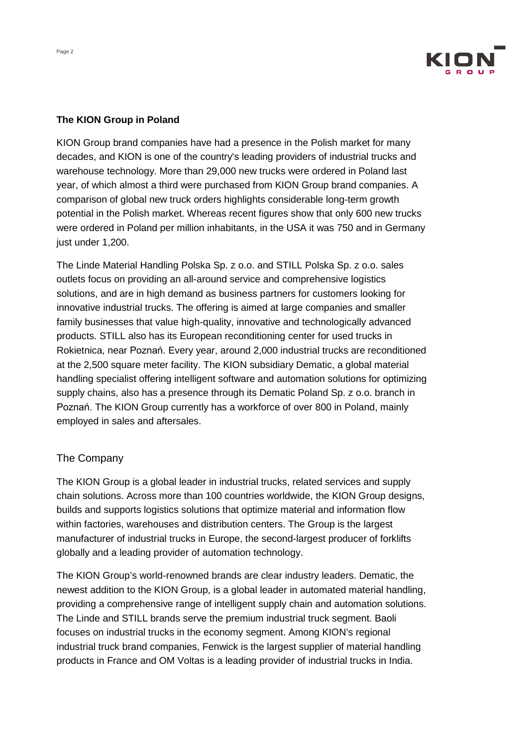**The KION Group in Poland**

KION Group brand companies have had a presence in the Polish market for many decades, and KION is one of the country's leading providers of industrial trucks and warehouse technology. More than 29,000 new trucks were ordered in Poland last year, of which almost a third were purchased from KION Group brand companies. A comparison of global new truck orders highlights considerable long-term growth potential in the Polish market. Whereas recent figures show that only 600 new trucks were ordered in Poland per million inhabitants, in the USA it was 750 and in Germany just under 1,200.

The Linde Material Handling Polska Sp. z o.o. and STILL Polska Sp. z o.o. sales outlets focus on providing an all-around service and comprehensive logistics solutions, and are in high demand as business partners for customers looking for innovative industrial trucks. The offering is aimed at large companies and smaller family businesses that value high-quality, innovative and technologically advanced products. STILL also has its European reconditioning center for used trucks in Rokietnica, near Poznań. Every year, around 2,000 industrial trucks are reconditioned at the 2,500 square meter facility. The KION subsidiary Dematic, a global material handling specialist offering intelligent software and automation solutions for optimizing supply chains, also has a presence through its Dematic Poland Sp. z o.o. branch in Poznań. The KION Group currently has a workforce of over 800 in Poland, mainly employed in sales and aftersales.

## The Company

The KION Group is a global leader in industrial trucks, related services and supply chain solutions. Across more than 100 countries worldwide, the KION Group designs, builds and supports logistics solutions that optimize material and information flow within factories, warehouses and distribution centers. The Group is the largest manufacturer of industrial trucks in Europe, the second-largest producer of forklifts globally and a leading provider of automation technology.

The KION Group's world-renowned brands are clear industry leaders. Dematic, the newest addition to the KION Group, is a global leader in automated material handling, providing a comprehensive range of intelligent supply chain and automation solutions. The Linde and STILL brands serve the premium industrial truck segment. Baoli focuses on industrial trucks in the economy segment. Among KION's regional industrial truck brand companies, Fenwick is the largest supplier of material handling products in France and OM Voltas is a leading provider of industrial trucks in India.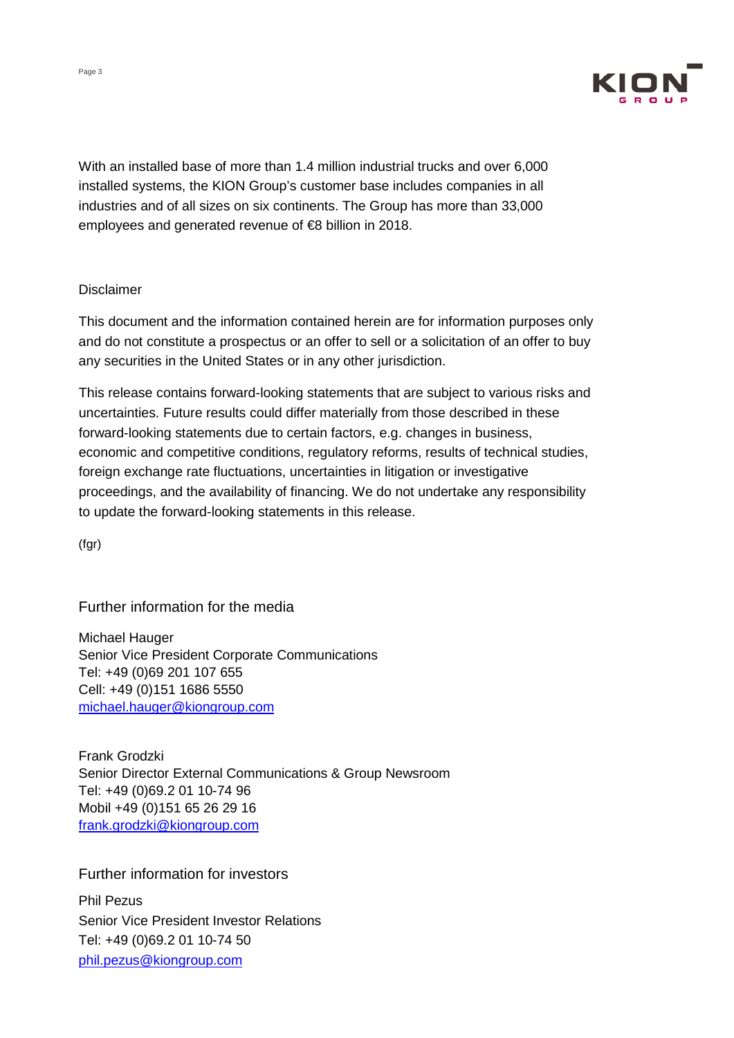With an installed base of more than 1.4 million industrial trucks and over 6,000 installed systems, the KION Group's customer base includes companies in all industries and of all sizes on six continents. The Group has more than 33,000 employees and generated revenue of €8 billion in 2018.

Disclaimer

This document and the information contained herein are for information purposes only and do not constitute a prospectus or an offer to sell or a solicitation of an offer to buy any securities in the United States or in any other jurisdiction.

This release contains forward-looking statements that are subject to various risks and uncertainties. Future results could differ materially from those described in these forward-looking statements due to certain factors, e.g. changes in business, economic and competitive conditions, regulatory reforms, results of technical studies, foreign exchange rate fluctuations, uncertainties in litigation or investigative proceedings, and the availability of financing. We do not undertake any responsibility to update the forward-looking statements in this release.

(fgr)

## Further information for the media

Michael Hauger
Senior Vice President Corporate Communications
Tel: +49 (0)69 201 107 655
Cell: +49 (0)151 1686 5550
michael.hauger@kiongroup.com

Frank Grodzki
Senior Director External Communications & Group Newsroom
Tel: +49 (0)69.2 01 10-74 96
Mobil +49 (0)151 65 26 29 16
frank.grodzki@kiongroup.com

## Further information for investors

Phil Pezus
Senior Vice President Investor Relations
Tel: +49 (0)69.2 01 10-74 50
phil.pezus@kiongroup.com